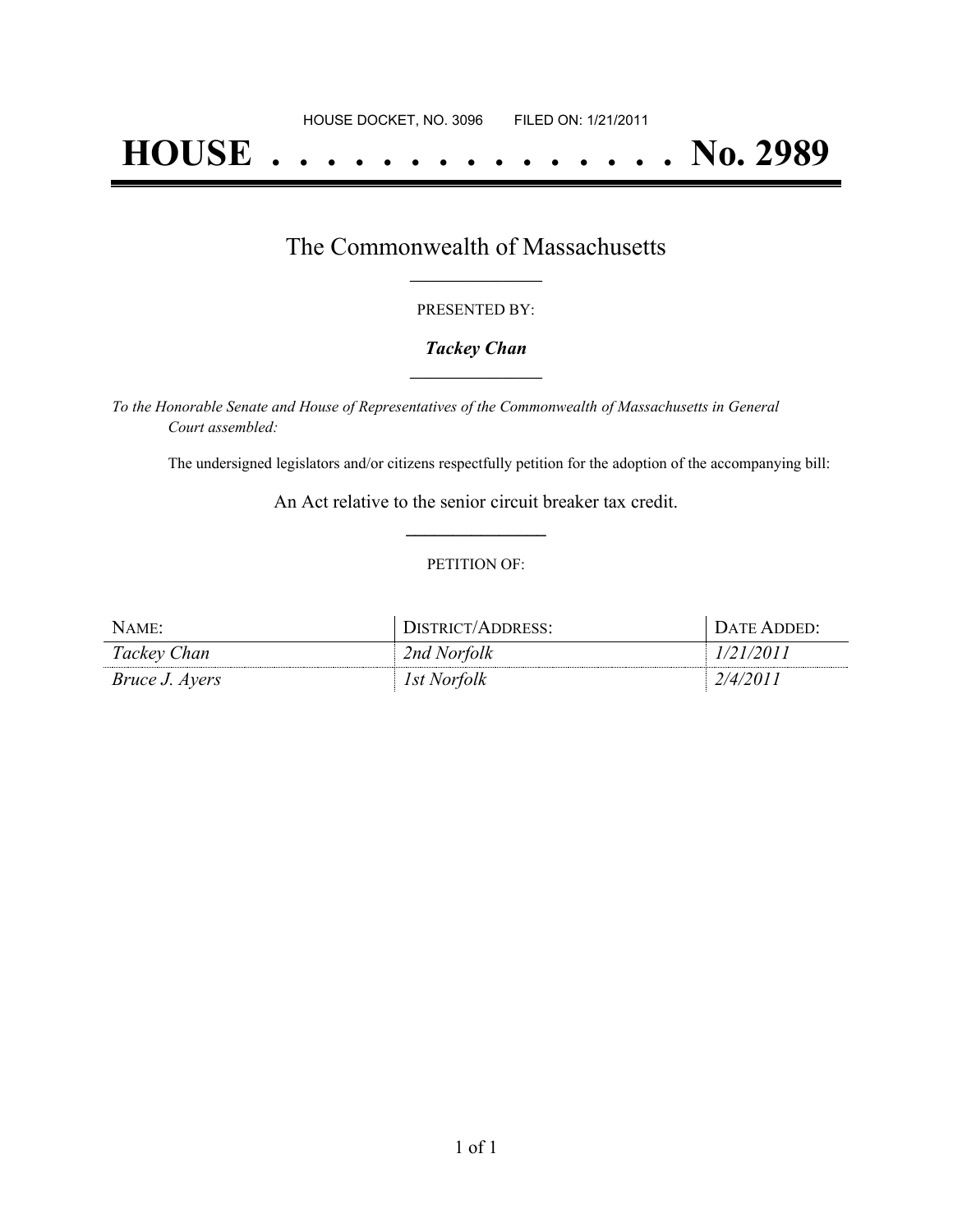HOUSE DOCKET, NO. 3096        FILED ON: 1/21/2011

# HOUSE . . . . . . . . . . . . . . . No. 2989

## The Commonwealth of Massachusetts

PRESENTED BY:

***Tackey Chan***

*To the Honorable Senate and House of Representatives of the Commonwealth of Massachusetts in General Court assembled:*

The undersigned legislators and/or citizens respectfully petition for the adoption of the accompanying bill:

An Act relative to the senior circuit breaker tax credit.

PETITION OF:

| NAME: | DISTRICT/ADDRESS: | DATE ADDED: |
|---|---|---|
| *Tackey Chan* | *2nd Norfolk* | *1/21/2011* |
| *Bruce J. Ayers* | *1st Norfolk* | *2/4/2011* |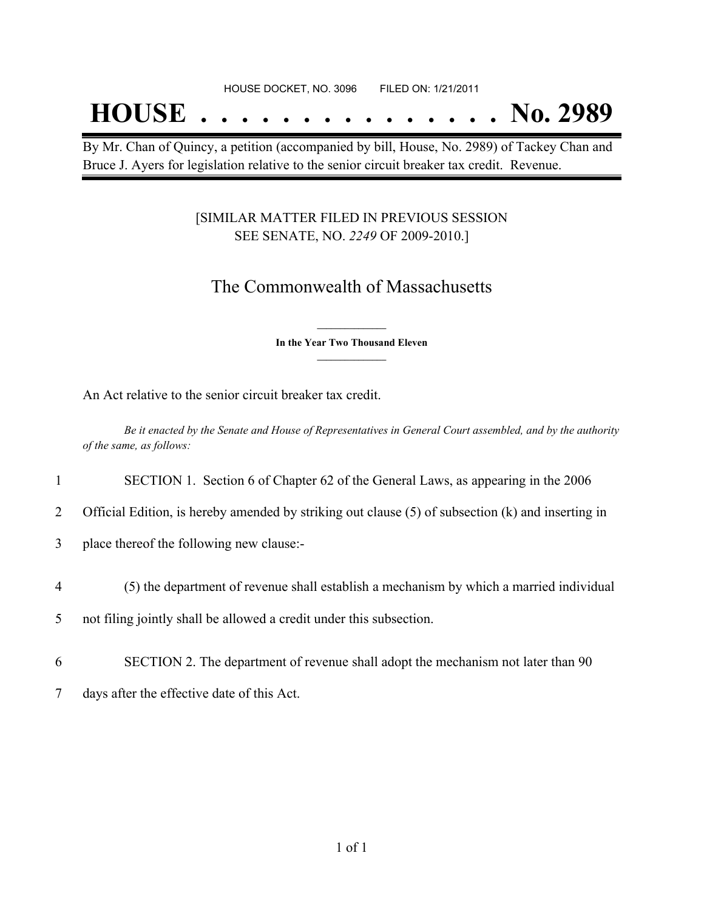HOUSE DOCKET, NO. 3096 FILED ON: 1/21/2011

# HOUSE . . . . . . . . . . . . . . . No. 2989

By Mr. Chan of Quincy, a petition (accompanied by bill, House, No. 2989) of Tackey Chan and Bruce J. Ayers for legislation relative to the senior circuit breaker tax credit. Revenue.

[SIMILAR MATTER FILED IN PREVIOUS SESSION SEE SENATE, NO. *2249* OF 2009-2010.]

## The Commonwealth of Massachusetts

**In the Year Two Thousand Eleven**

An Act relative to the senior circuit breaker tax credit.

*Be it enacted by the Senate and House of Representatives in General Court assembled, and by the authority of the same, as follows:*

1 SECTION 1. Section 6 of Chapter 62 of the General Laws, as appearing in the 2006
2 Official Edition, is hereby amended by striking out clause (5) of subsection (k) and inserting in
3 place thereof the following new clause:-

4 (5) the department of revenue shall establish a mechanism by which a married individual
5 not filing jointly shall be allowed a credit under this subsection.

6 SECTION 2. The department of revenue shall adopt the mechanism not later than 90
7 days after the effective date of this Act.